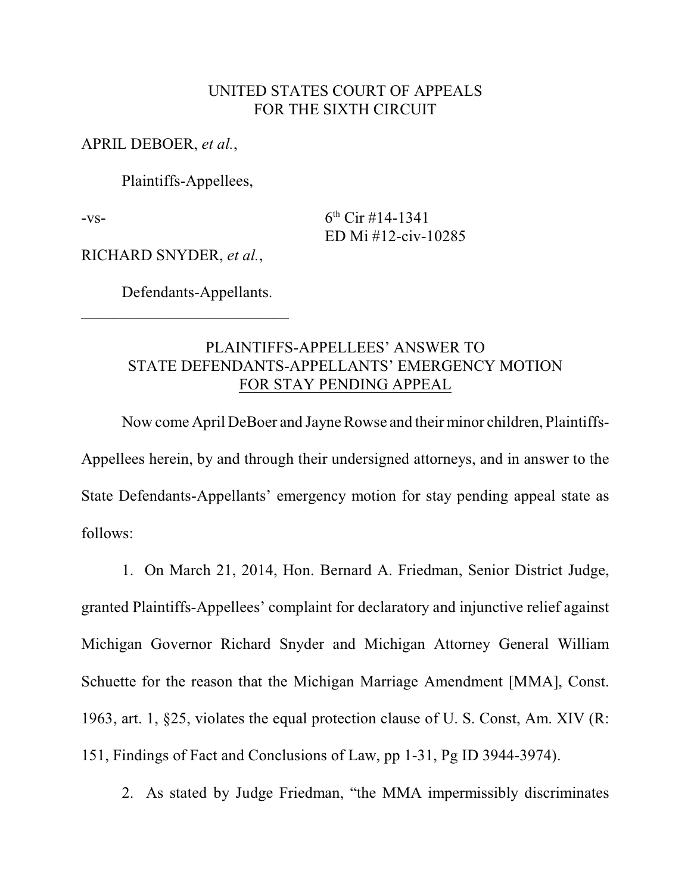UNITED STATES COURT OF APPEALS
FOR THE SIXTH CIRCUIT

APRIL DEBOER, *et al.*,

Plaintiffs-Appellees,

-vs- 6th Cir #14-1341
ED Mi #12-civ-10285

RICHARD SNYDER, *et al.*,

Defendants-Appellants.

---

PLAINTIFFS-APPELLEES' ANSWER TO
STATE DEFENDANTS-APPELLANTS' EMERGENCY MOTION
FOR STAY PENDING APPEAL

Now come April DeBoer and Jayne Rowse and their minor children, Plaintiffs-Appellees herein, by and through their undersigned attorneys, and in answer to the State Defendants-Appellants' emergency motion for stay pending appeal state as follows:

1. On March 21, 2014, Hon. Bernard A. Friedman, Senior District Judge, granted Plaintiffs-Appellees' complaint for declaratory and injunctive relief against Michigan Governor Richard Snyder and Michigan Attorney General William Schuette for the reason that the Michigan Marriage Amendment [MMA], Const. 1963, art. 1, §25, violates the equal protection clause of U. S. Const, Am. XIV (R: 151, Findings of Fact and Conclusions of Law, pp 1-31, Pg ID 3944-3974).

2. As stated by Judge Friedman, "the MMA impermissibly discriminates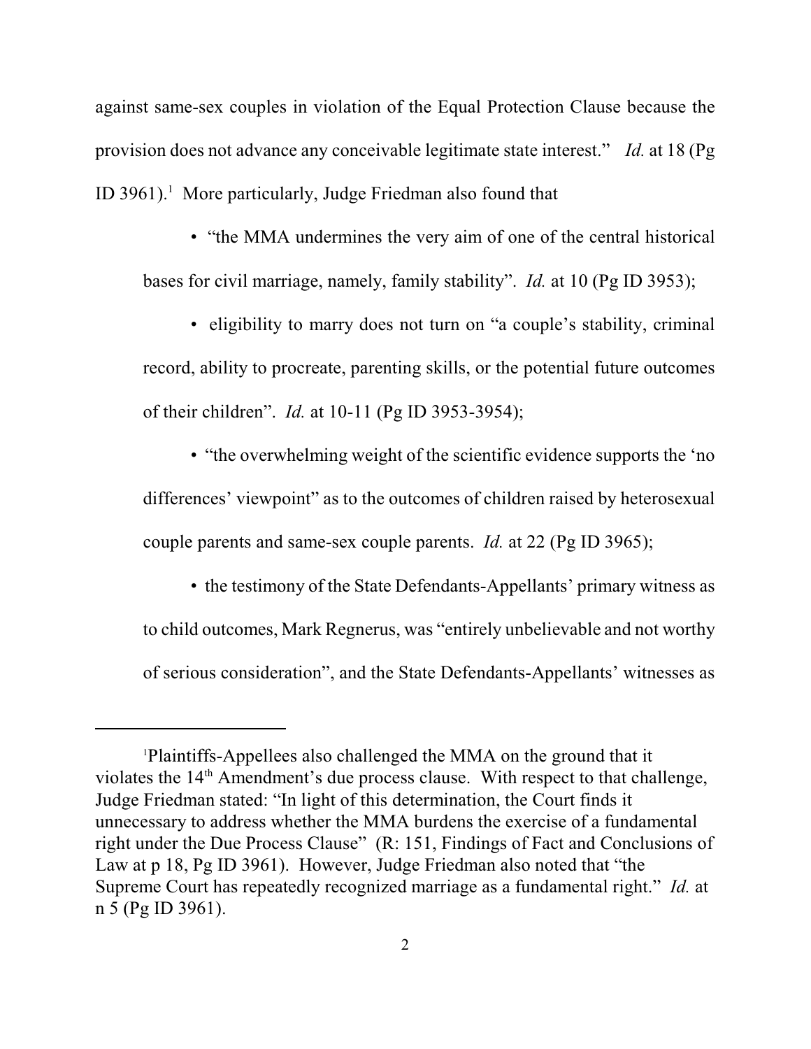against same-sex couples in violation of the Equal Protection Clause because the provision does not advance any conceivable legitimate state interest." *Id.* at 18 (Pg ID 3961).[1] More particularly, Judge Friedman also found that

- "the MMA undermines the very aim of one of the central historical bases for civil marriage, namely, family stability". *Id.* at 10 (Pg ID 3953);

- eligibility to marry does not turn on "a couple's stability, criminal record, ability to procreate, parenting skills, or the potential future outcomes of their children". *Id.* at 10-11 (Pg ID 3953-3954);

- "the overwhelming weight of the scientific evidence supports the 'no differences' viewpoint" as to the outcomes of children raised by heterosexual couple parents and same-sex couple parents. *Id.* at 22 (Pg ID 3965);

- the testimony of the State Defendants-Appellants' primary witness as to child outcomes, Mark Regnerus, was "entirely unbelievable and not worthy of serious consideration", and the State Defendants-Appellants' witnesses as

---

[1] Plaintiffs-Appellees also challenged the MMA on the ground that it violates the 14th Amendment's due process clause. With respect to that challenge, Judge Friedman stated: "In light of this determination, the Court finds it unnecessary to address whether the MMA burdens the exercise of a fundamental right under the Due Process Clause" (R: 151, Findings of Fact and Conclusions of Law at p 18, Pg ID 3961). However, Judge Friedman also noted that "the Supreme Court has repeatedly recognized marriage as a fundamental right." *Id.* at n 5 (Pg ID 3961).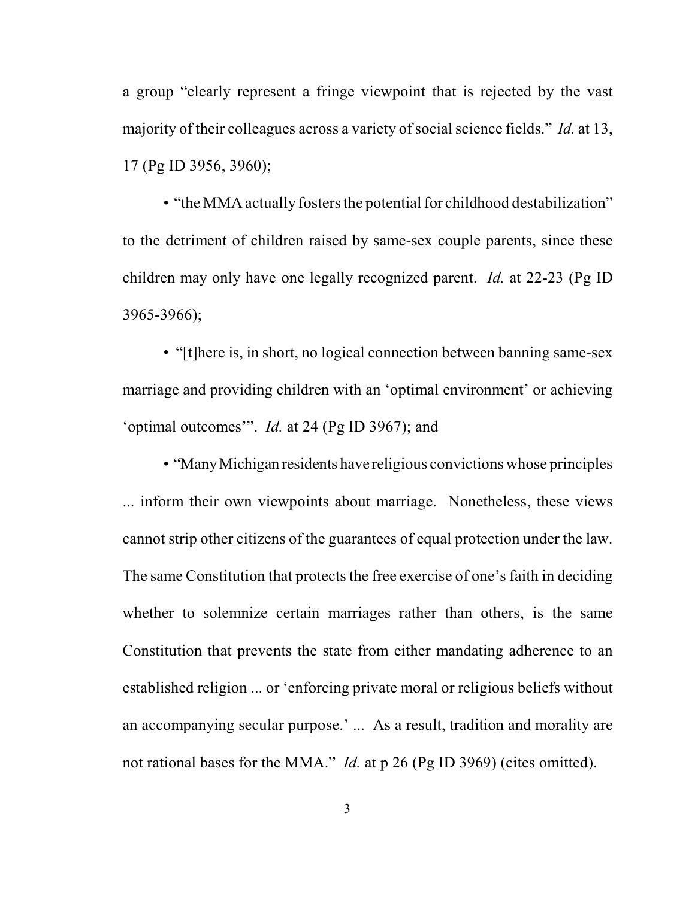a group "clearly represent a fringe viewpoint that is rejected by the vast majority of their colleagues across a variety of social science fields." *Id.* at 13, 17 (Pg ID 3956, 3960);

• "the MMA actually fosters the potential for childhood destabilization" to the detriment of children raised by same-sex couple parents, since these children may only have one legally recognized parent. *Id.* at 22-23 (Pg ID 3965-3966);

• "[t]here is, in short, no logical connection between banning same-sex marriage and providing children with an 'optimal environment' or achieving 'optimal outcomes'". *Id.* at 24 (Pg ID 3967); and

• "Many Michigan residents have religious convictions whose principles ... inform their own viewpoints about marriage. Nonetheless, these views cannot strip other citizens of the guarantees of equal protection under the law. The same Constitution that protects the free exercise of one's faith in deciding whether to solemnize certain marriages rather than others, is the same Constitution that prevents the state from either mandating adherence to an established religion ... or 'enforcing private moral or religious beliefs without an accompanying secular purpose.' ... As a result, tradition and morality are not rational bases for the MMA." *Id.* at p 26 (Pg ID 3969) (cites omitted).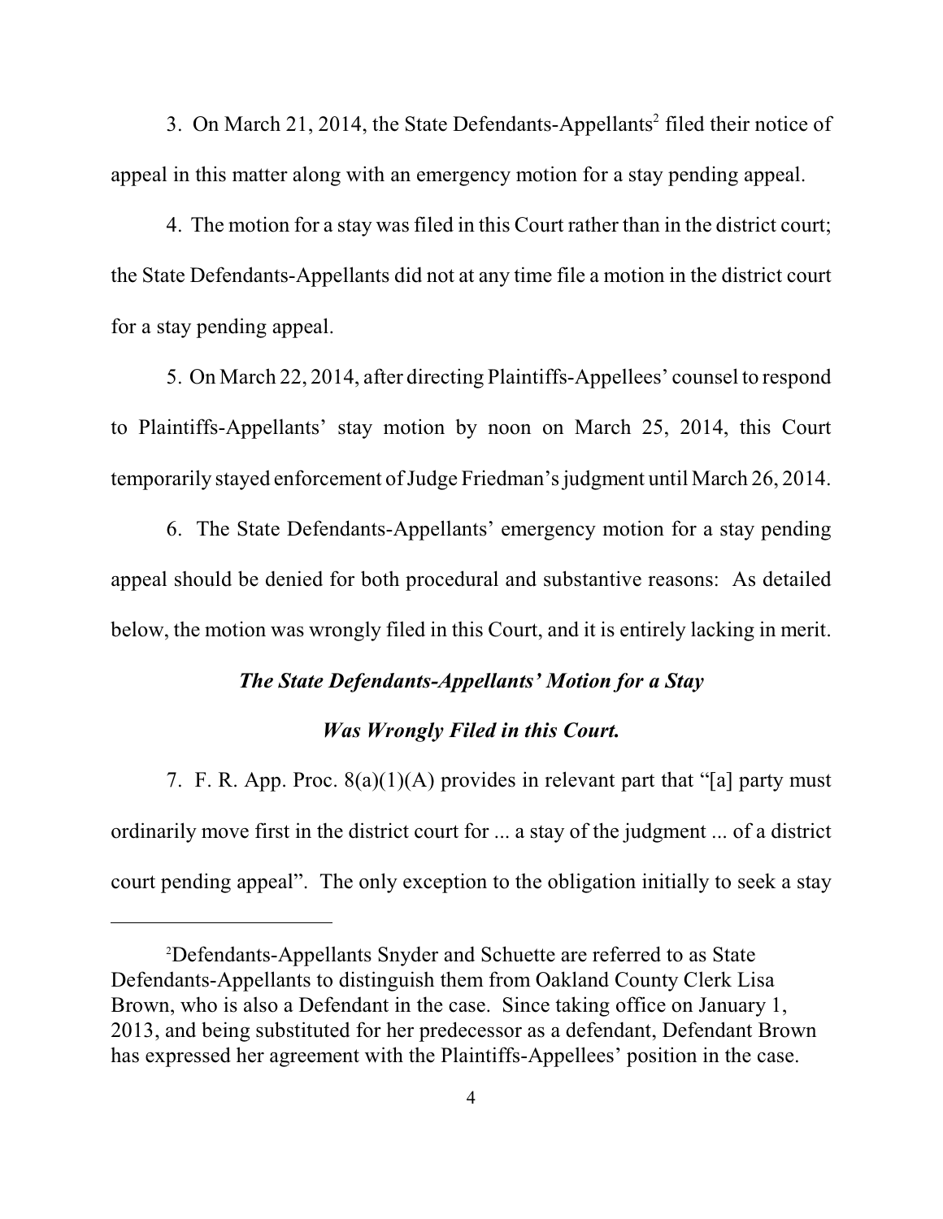3. On March 21, 2014, the State Defendants-Appellants[2] filed their notice of appeal in this matter along with an emergency motion for a stay pending appeal.

4. The motion for a stay was filed in this Court rather than in the district court; the State Defendants-Appellants did not at any time file a motion in the district court for a stay pending appeal.

5. On March 22, 2014, after directing Plaintiffs-Appellees' counsel to respond to Plaintiffs-Appellants' stay motion by noon on March 25, 2014, this Court temporarily stayed enforcement of Judge Friedman's judgment until March 26, 2014.

6. The State Defendants-Appellants' emergency motion for a stay pending appeal should be denied for both procedural and substantive reasons: As detailed below, the motion was wrongly filed in this Court, and it is entirely lacking in merit.

***The State Defendants-Appellants' Motion for a Stay***

***Was Wrongly Filed in this Court.***

7. F. R. App. Proc. 8(a)(1)(A) provides in relevant part that "[a] party must ordinarily move first in the district court for ... a stay of the judgment ... of a district court pending appeal". The only exception to the obligation initially to seek a stay

---

[2]Defendants-Appellants Snyder and Schuette are referred to as State Defendants-Appellants to distinguish them from Oakland County Clerk Lisa Brown, who is also a Defendant in the case. Since taking office on January 1, 2013, and being substituted for her predecessor as a defendant, Defendant Brown has expressed her agreement with the Plaintiffs-Appellees' position in the case.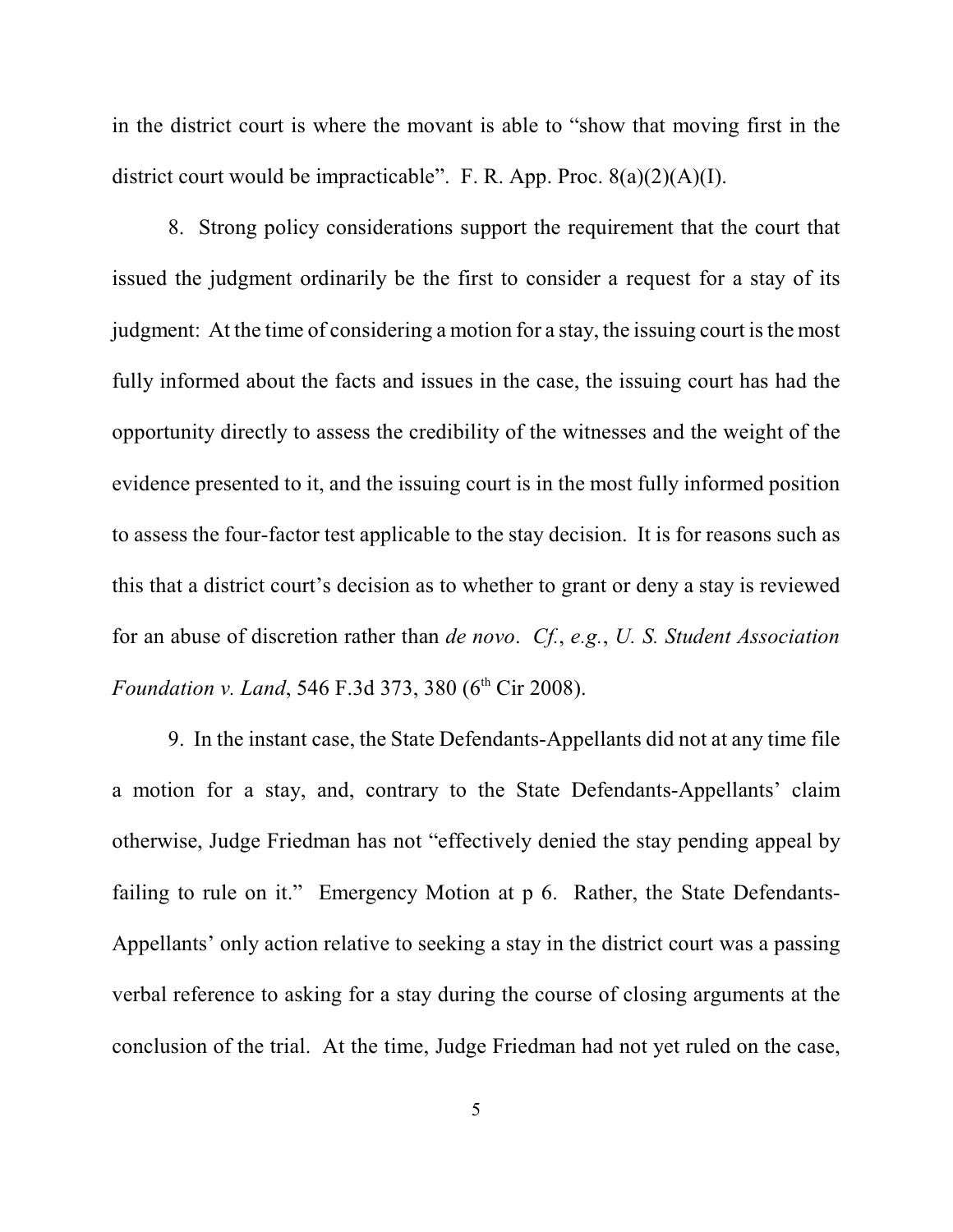in the district court is where the movant is able to "show that moving first in the district court would be impracticable". F. R. App. Proc. 8(a)(2)(A)(I).

8. Strong policy considerations support the requirement that the court that issued the judgment ordinarily be the first to consider a request for a stay of its judgment: At the time of considering a motion for a stay, the issuing court is the most fully informed about the facts and issues in the case, the issuing court has had the opportunity directly to assess the credibility of the witnesses and the weight of the evidence presented to it, and the issuing court is in the most fully informed position to assess the four-factor test applicable to the stay decision. It is for reasons such as this that a district court's decision as to whether to grant or deny a stay is reviewed for an abuse of discretion rather than *de novo*. *Cf.*, *e.g.*, *U. S. Student Association Foundation v. Land*, 546 F.3d 373, 380 (6th Cir 2008).

9. In the instant case, the State Defendants-Appellants did not at any time file a motion for a stay, and, contrary to the State Defendants-Appellants' claim otherwise, Judge Friedman has not "effectively denied the stay pending appeal by failing to rule on it." Emergency Motion at p 6. Rather, the State Defendants-Appellants' only action relative to seeking a stay in the district court was a passing verbal reference to asking for a stay during the course of closing arguments at the conclusion of the trial. At the time, Judge Friedman had not yet ruled on the case,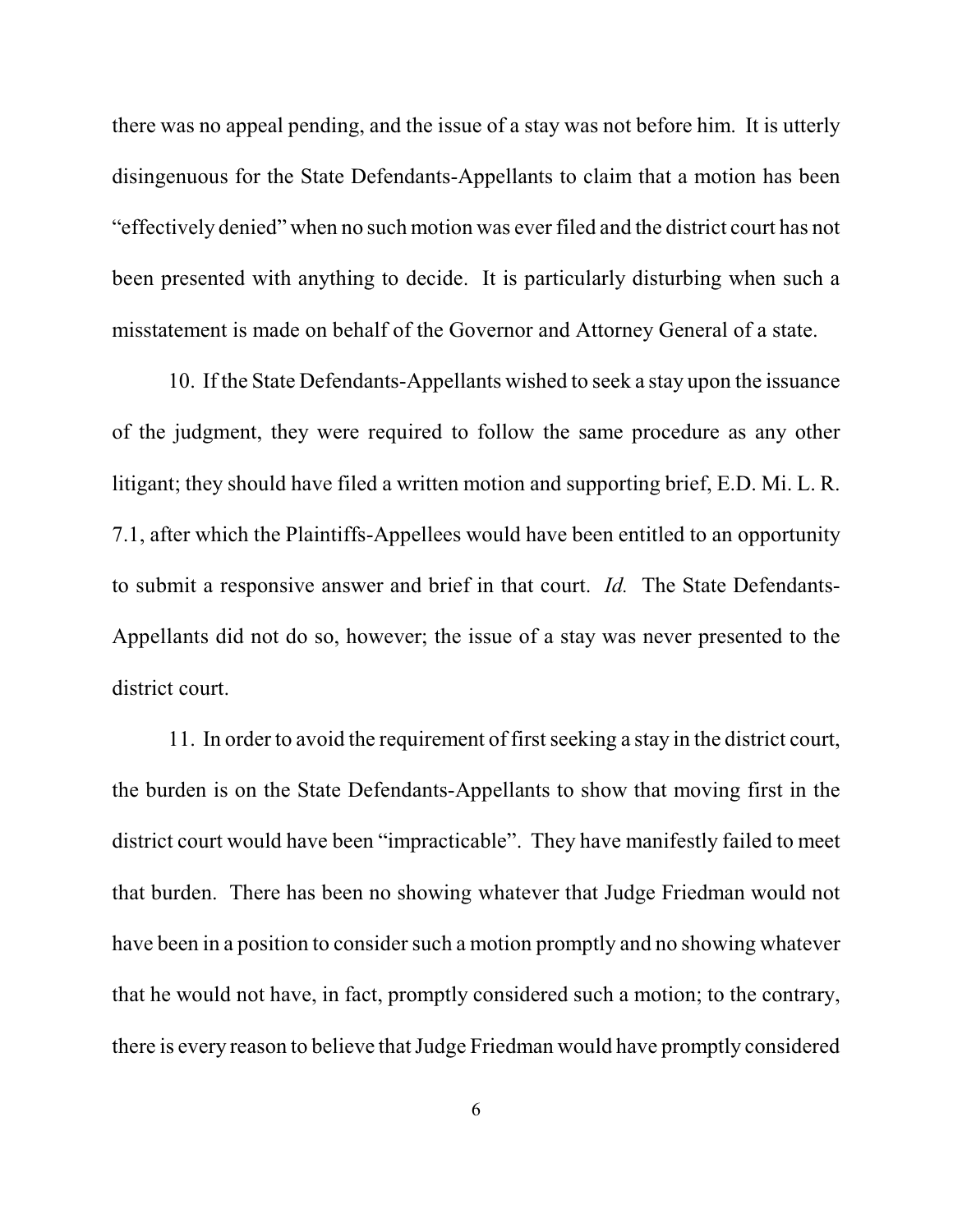there was no appeal pending, and the issue of a stay was not before him. It is utterly disingenuous for the State Defendants-Appellants to claim that a motion has been "effectively denied" when no such motion was ever filed and the district court has not been presented with anything to decide. It is particularly disturbing when such a misstatement is made on behalf of the Governor and Attorney General of a state.

10. If the State Defendants-Appellants wished to seek a stay upon the issuance of the judgment, they were required to follow the same procedure as any other litigant; they should have filed a written motion and supporting brief, E.D. Mi. L. R. 7.1, after which the Plaintiffs-Appellees would have been entitled to an opportunity to submit a responsive answer and brief in that court. *Id.* The State Defendants-Appellants did not do so, however; the issue of a stay was never presented to the district court.

11. In order to avoid the requirement of first seeking a stay in the district court, the burden is on the State Defendants-Appellants to show that moving first in the district court would have been "impracticable". They have manifestly failed to meet that burden. There has been no showing whatever that Judge Friedman would not have been in a position to consider such a motion promptly and no showing whatever that he would not have, in fact, promptly considered such a motion; to the contrary, there is every reason to believe that Judge Friedman would have promptly considered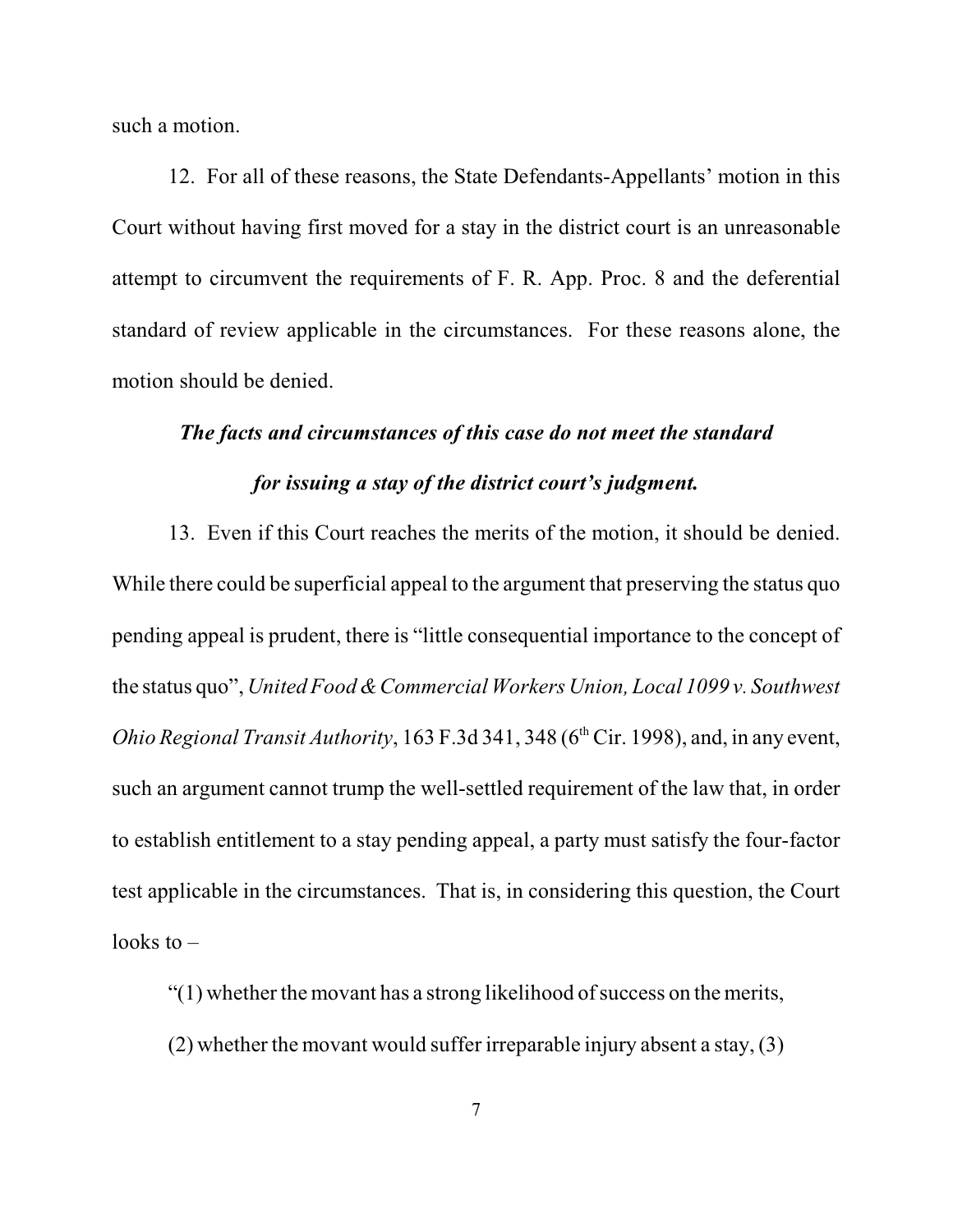such a motion.

12. For all of these reasons, the State Defendants-Appellants' motion in this Court without having first moved for a stay in the district court is an unreasonable attempt to circumvent the requirements of F. R. App. Proc. 8 and the deferential standard of review applicable in the circumstances. For these reasons alone, the motion should be denied.

***The facts and circumstances of this case do not meet the standard for issuing a stay of the district court's judgment.***

13. Even if this Court reaches the merits of the motion, it should be denied. While there could be superficial appeal to the argument that preserving the status quo pending appeal is prudent, there is "little consequential importance to the concept of the status quo", *United Food & Commercial Workers Union, Local 1099 v. Southwest Ohio Regional Transit Authority*, 163 F.3d 341, 348 (6th Cir. 1998), and, in any event, such an argument cannot trump the well-settled requirement of the law that, in order to establish entitlement to a stay pending appeal, a party must satisfy the four-factor test applicable in the circumstances. That is, in considering this question, the Court looks to –

"(1) whether the movant has a strong likelihood of success on the merits, (2) whether the movant would suffer irreparable injury absent a stay, (3)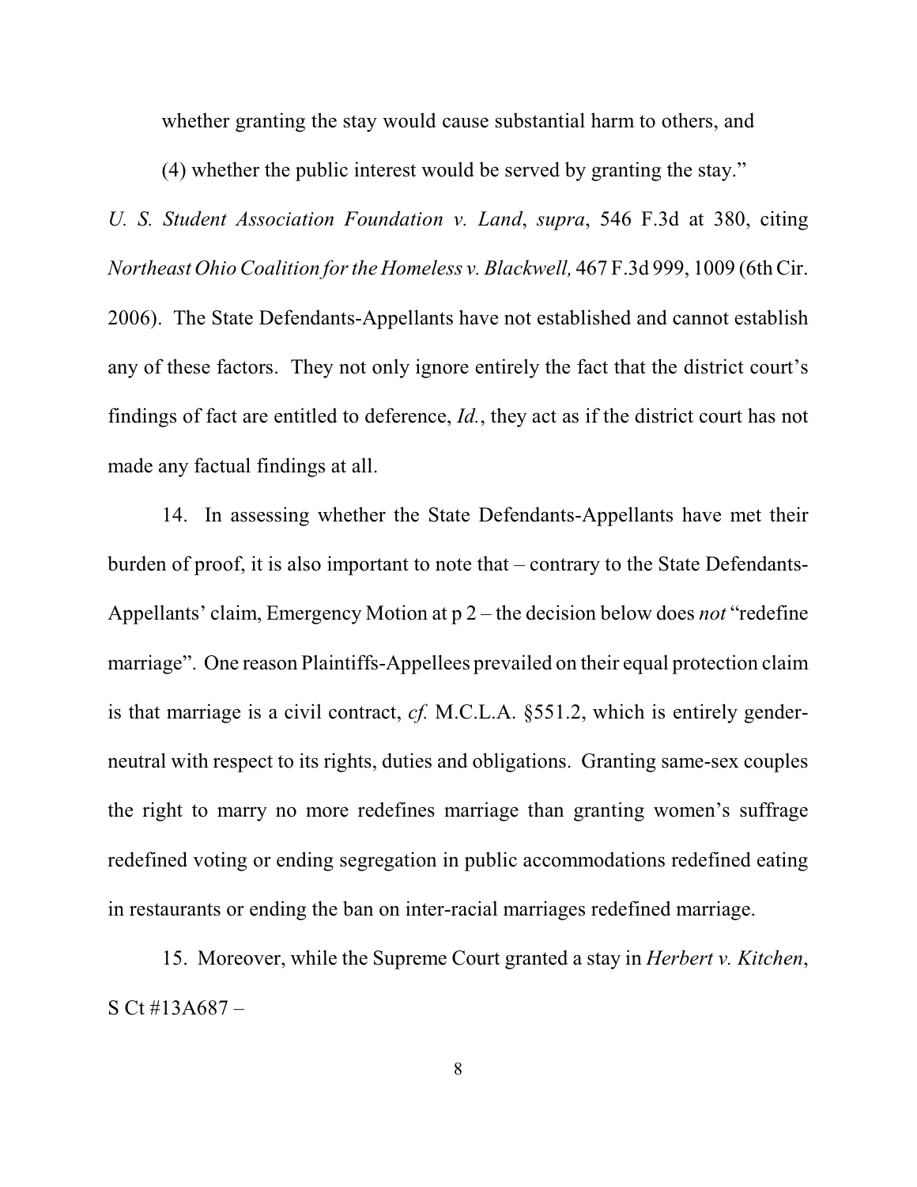whether granting the stay would cause substantial harm to others, and

(4) whether the public interest would be served by granting the stay."

*U. S. Student Association Foundation v. Land*, *supra*, 546 F.3d at 380, citing *Northeast Ohio Coalition for the Homeless v. Blackwell,* 467 F.3d 999, 1009 (6th Cir. 2006). The State Defendants-Appellants have not established and cannot establish any of these factors. They not only ignore entirely the fact that the district court's findings of fact are entitled to deference, *Id.*, they act as if the district court has not made any factual findings at all.

14. In assessing whether the State Defendants-Appellants have met their burden of proof, it is also important to note that – contrary to the State Defendants-Appellants' claim, Emergency Motion at p 2 – the decision below does *not* "redefine marriage". One reason Plaintiffs-Appellees prevailed on their equal protection claim is that marriage is a civil contract, *cf.* M.C.L.A. §551.2, which is entirely gender-neutral with respect to its rights, duties and obligations. Granting same-sex couples the right to marry no more redefines marriage than granting women's suffrage redefined voting or ending segregation in public accommodations redefined eating in restaurants or ending the ban on inter-racial marriages redefined marriage.

15. Moreover, while the Supreme Court granted a stay in *Herbert v. Kitchen*, S Ct #13A687 –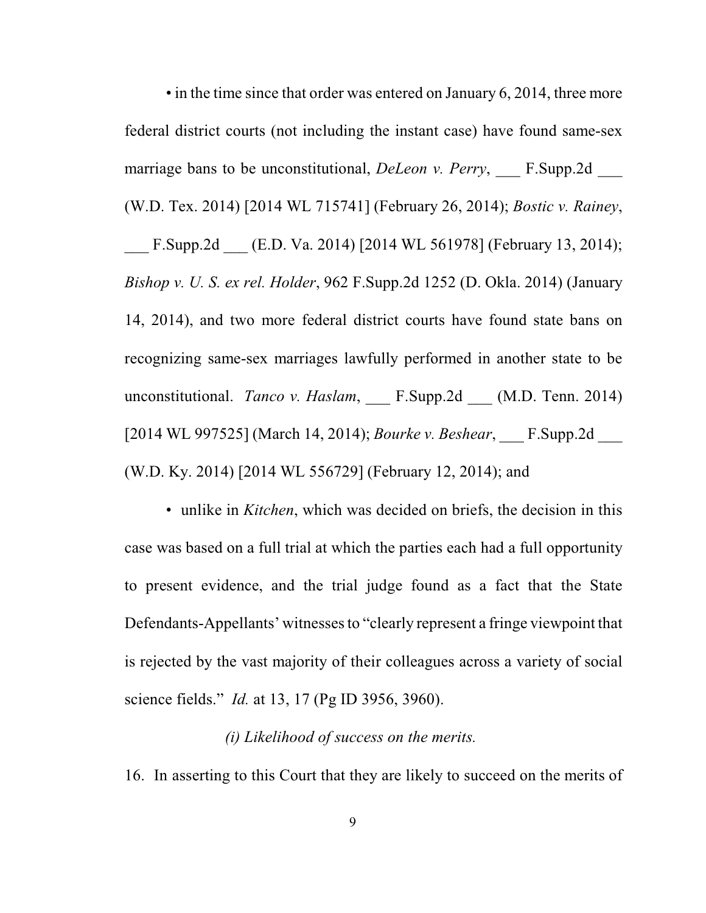• in the time since that order was entered on January 6, 2014, three more federal district courts (not including the instant case) have found same-sex marriage bans to be unconstitutional, *DeLeon v. Perry*, ___ F.Supp.2d ___ (W.D. Tex. 2014) [2014 WL 715741] (February 26, 2014); *Bostic v. Rainey*, ___ F.Supp.2d ___ (E.D. Va. 2014) [2014 WL 561978] (February 13, 2014); *Bishop v. U. S. ex rel. Holder*, 962 F.Supp.2d 1252 (D. Okla. 2014) (January 14, 2014), and two more federal district courts have found state bans on recognizing same-sex marriages lawfully performed in another state to be unconstitutional. *Tanco v. Haslam*, ___ F.Supp.2d ___ (M.D. Tenn. 2014) [2014 WL 997525] (March 14, 2014); *Bourke v. Beshear*, ___ F.Supp.2d ___ (W.D. Ky. 2014) [2014 WL 556729] (February 12, 2014); and

• unlike in *Kitchen*, which was decided on briefs, the decision in this case was based on a full trial at which the parties each had a full opportunity to present evidence, and the trial judge found as a fact that the State Defendants-Appellants' witnesses to "clearly represent a fringe viewpoint that is rejected by the vast majority of their colleagues across a variety of social science fields." *Id.* at 13, 17 (Pg ID 3956, 3960).

*(i) Likelihood of success on the merits.*

16. In asserting to this Court that they are likely to succeed on the merits of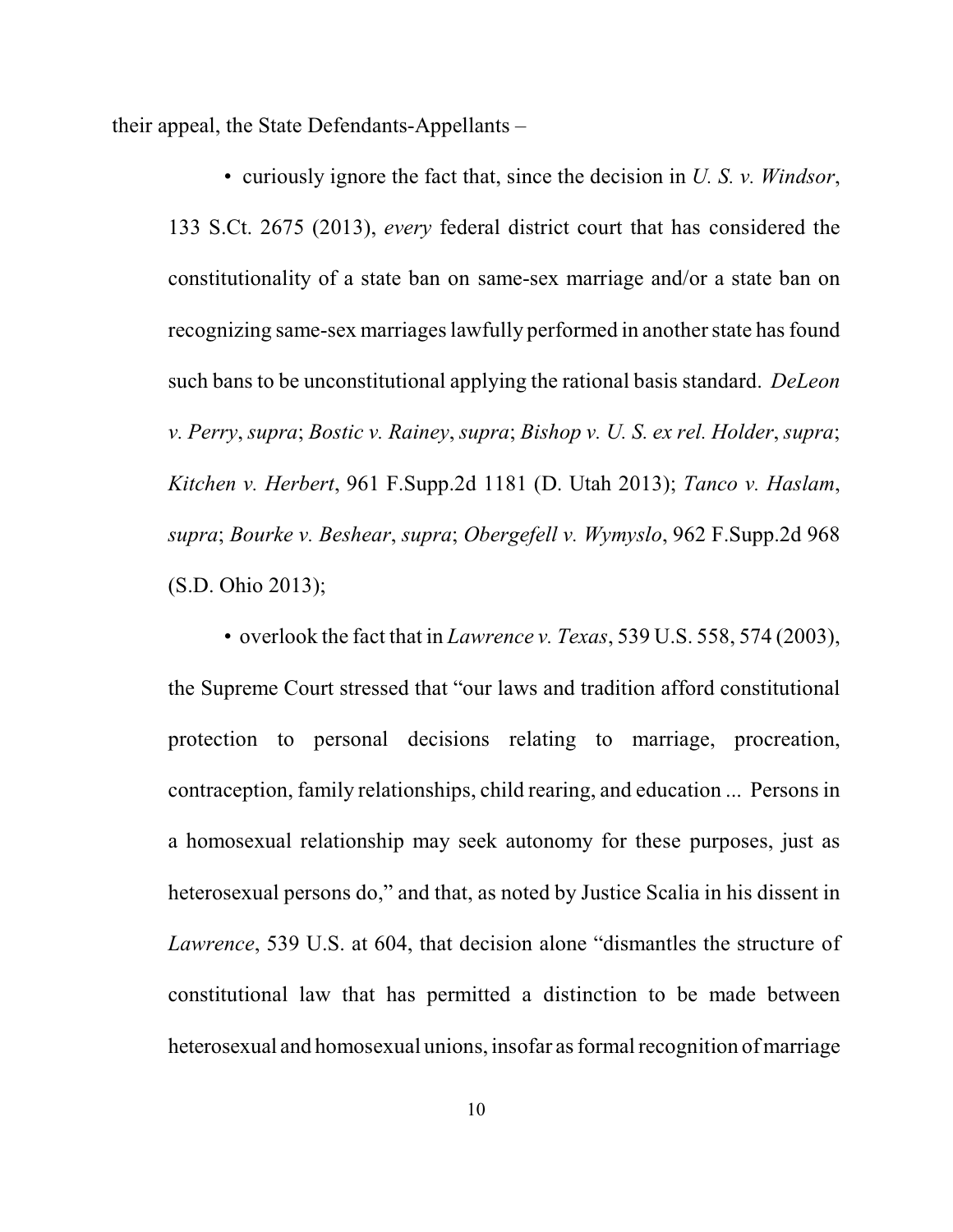their appeal, the State Defendants-Appellants –

- curiously ignore the fact that, since the decision in *U. S. v. Windsor*, 133 S.Ct. 2675 (2013), *every* federal district court that has considered the constitutionality of a state ban on same-sex marriage and/or a state ban on recognizing same-sex marriages lawfully performed in another state has found such bans to be unconstitutional applying the rational basis standard. *DeLeon v. Perry*, *supra*; *Bostic v. Rainey*, *supra*; *Bishop v. U. S. ex rel. Holder*, *supra*; *Kitchen v. Herbert*, 961 F.Supp.2d 1181 (D. Utah 2013); *Tanco v. Haslam*, *supra*; *Bourke v. Beshear*, *supra*; *Obergefell v. Wymyslo*, 962 F.Supp.2d 968 (S.D. Ohio 2013);

- overlook the fact that in *Lawrence v. Texas*, 539 U.S. 558, 574 (2003), the Supreme Court stressed that "our laws and tradition afford constitutional protection to personal decisions relating to marriage, procreation, contraception, family relationships, child rearing, and education ... Persons in a homosexual relationship may seek autonomy for these purposes, just as heterosexual persons do," and that, as noted by Justice Scalia in his dissent in *Lawrence*, 539 U.S. at 604, that decision alone "dismantles the structure of constitutional law that has permitted a distinction to be made between heterosexual and homosexual unions, insofar as formal recognition of marriage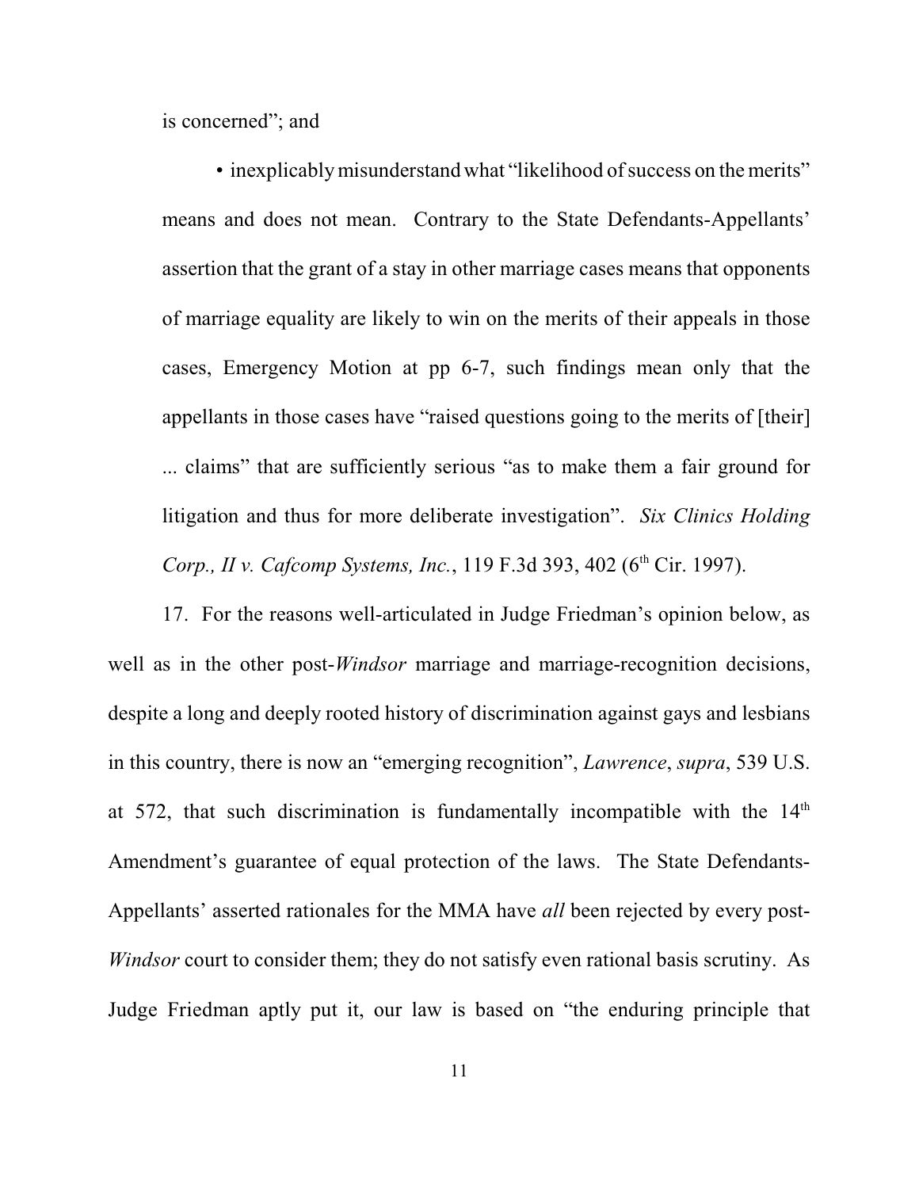is concerned"; and

- inexplicably misunderstand what "likelihood of success on the merits" means and does not mean. Contrary to the State Defendants-Appellants' assertion that the grant of a stay in other marriage cases means that opponents of marriage equality are likely to win on the merits of their appeals in those cases, Emergency Motion at pp 6-7, such findings mean only that the appellants in those cases have "raised questions going to the merits of [their] ... claims" that are sufficiently serious "as to make them a fair ground for litigation and thus for more deliberate investigation". *Six Clinics Holding Corp., II v. Cafcomp Systems, Inc.*, 119 F.3d 393, 402 (6th Cir. 1997).

17. For the reasons well-articulated in Judge Friedman's opinion below, as well as in the other post-*Windsor* marriage and marriage-recognition decisions, despite a long and deeply rooted history of discrimination against gays and lesbians in this country, there is now an "emerging recognition", *Lawrence*, *supra*, 539 U.S. at 572, that such discrimination is fundamentally incompatible with the 14th Amendment's guarantee of equal protection of the laws. The State Defendants-Appellants' asserted rationales for the MMA have *all* been rejected by every post-*Windsor* court to consider them; they do not satisfy even rational basis scrutiny. As Judge Friedman aptly put it, our law is based on "the enduring principle that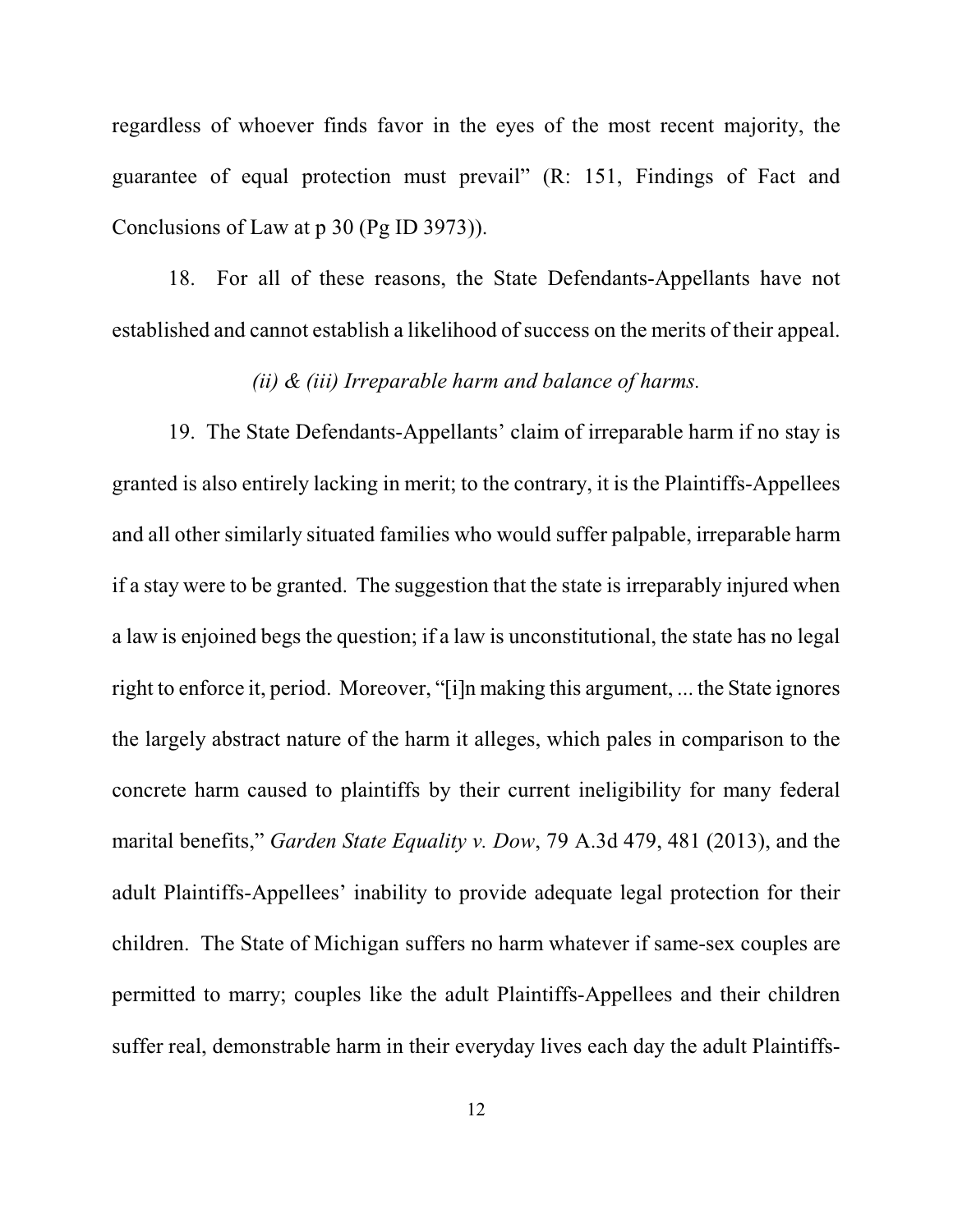regardless of whoever finds favor in the eyes of the most recent majority, the guarantee of equal protection must prevail" (R: 151, Findings of Fact and Conclusions of Law at p 30 (Pg ID 3973)).

18. For all of these reasons, the State Defendants-Appellants have not established and cannot establish a likelihood of success on the merits of their appeal.

*(ii) & (iii) Irreparable harm and balance of harms.*

19. The State Defendants-Appellants' claim of irreparable harm if no stay is granted is also entirely lacking in merit; to the contrary, it is the Plaintiffs-Appellees and all other similarly situated families who would suffer palpable, irreparable harm if a stay were to be granted. The suggestion that the state is irreparably injured when a law is enjoined begs the question; if a law is unconstitutional, the state has no legal right to enforce it, period. Moreover, "[i]n making this argument, ... the State ignores the largely abstract nature of the harm it alleges, which pales in comparison to the concrete harm caused to plaintiffs by their current ineligibility for many federal marital benefits," *Garden State Equality v. Dow*, 79 A.3d 479, 481 (2013), and the adult Plaintiffs-Appellees' inability to provide adequate legal protection for their children. The State of Michigan suffers no harm whatever if same-sex couples are permitted to marry; couples like the adult Plaintiffs-Appellees and their children suffer real, demonstrable harm in their everyday lives each day the adult Plaintiffs-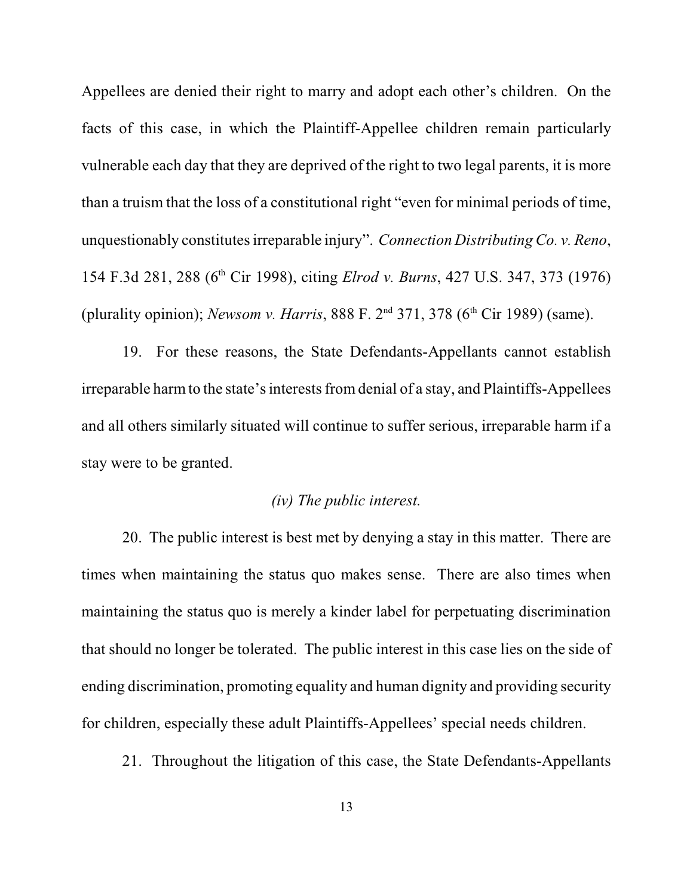Appellees are denied their right to marry and adopt each other's children. On the facts of this case, in which the Plaintiff-Appellee children remain particularly vulnerable each day that they are deprived of the right to two legal parents, it is more than a truism that the loss of a constitutional right "even for minimal periods of time, unquestionably constitutes irreparable injury". *Connection Distributing Co. v. Reno*, 154 F.3d 281, 288 (6th Cir 1998), citing *Elrod v. Burns*, 427 U.S. 347, 373 (1976) (plurality opinion); *Newsom v. Harris*, 888 F. 2nd 371, 378 (6th Cir 1989) (same).

19. For these reasons, the State Defendants-Appellants cannot establish irreparable harm to the state's interests from denial of a stay, and Plaintiffs-Appellees and all others similarly situated will continue to suffer serious, irreparable harm if a stay were to be granted.

*(iv) The public interest.*

20. The public interest is best met by denying a stay in this matter. There are times when maintaining the status quo makes sense. There are also times when maintaining the status quo is merely a kinder label for perpetuating discrimination that should no longer be tolerated. The public interest in this case lies on the side of ending discrimination, promoting equality and human dignity and providing security for children, especially these adult Plaintiffs-Appellees' special needs children.

21. Throughout the litigation of this case, the State Defendants-Appellants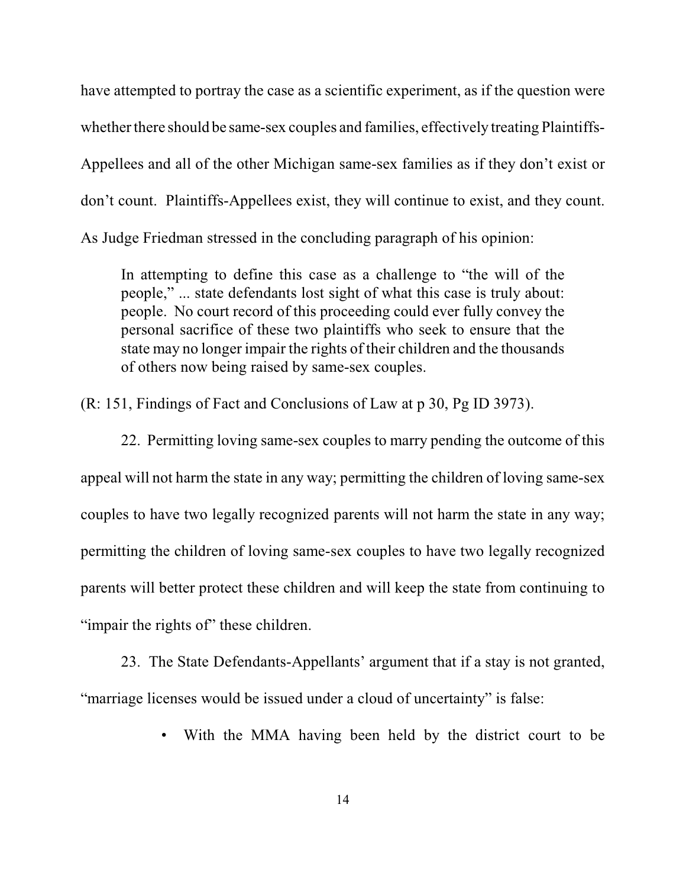have attempted to portray the case as a scientific experiment, as if the question were whether there should be same-sex couples and families, effectively treating Plaintiffs-Appellees and all of the other Michigan same-sex families as if they don't exist or don't count. Plaintiffs-Appellees exist, they will continue to exist, and they count. As Judge Friedman stressed in the concluding paragraph of his opinion:

> In attempting to define this case as a challenge to "the will of the people," ... state defendants lost sight of what this case is truly about: people. No court record of this proceeding could ever fully convey the personal sacrifice of these two plaintiffs who seek to ensure that the state may no longer impair the rights of their children and the thousands of others now being raised by same-sex couples.

(R: 151, Findings of Fact and Conclusions of Law at p 30, Pg ID 3973).

22. Permitting loving same-sex couples to marry pending the outcome of this appeal will not harm the state in any way; permitting the children of loving same-sex couples to have two legally recognized parents will not harm the state in any way; permitting the children of loving same-sex couples to have two legally recognized parents will better protect these children and will keep the state from continuing to "impair the rights of" these children.

23. The State Defendants-Appellants' argument that if a stay is not granted, "marriage licenses would be issued under a cloud of uncertainty" is false:

- With the MMA having been held by the district court to be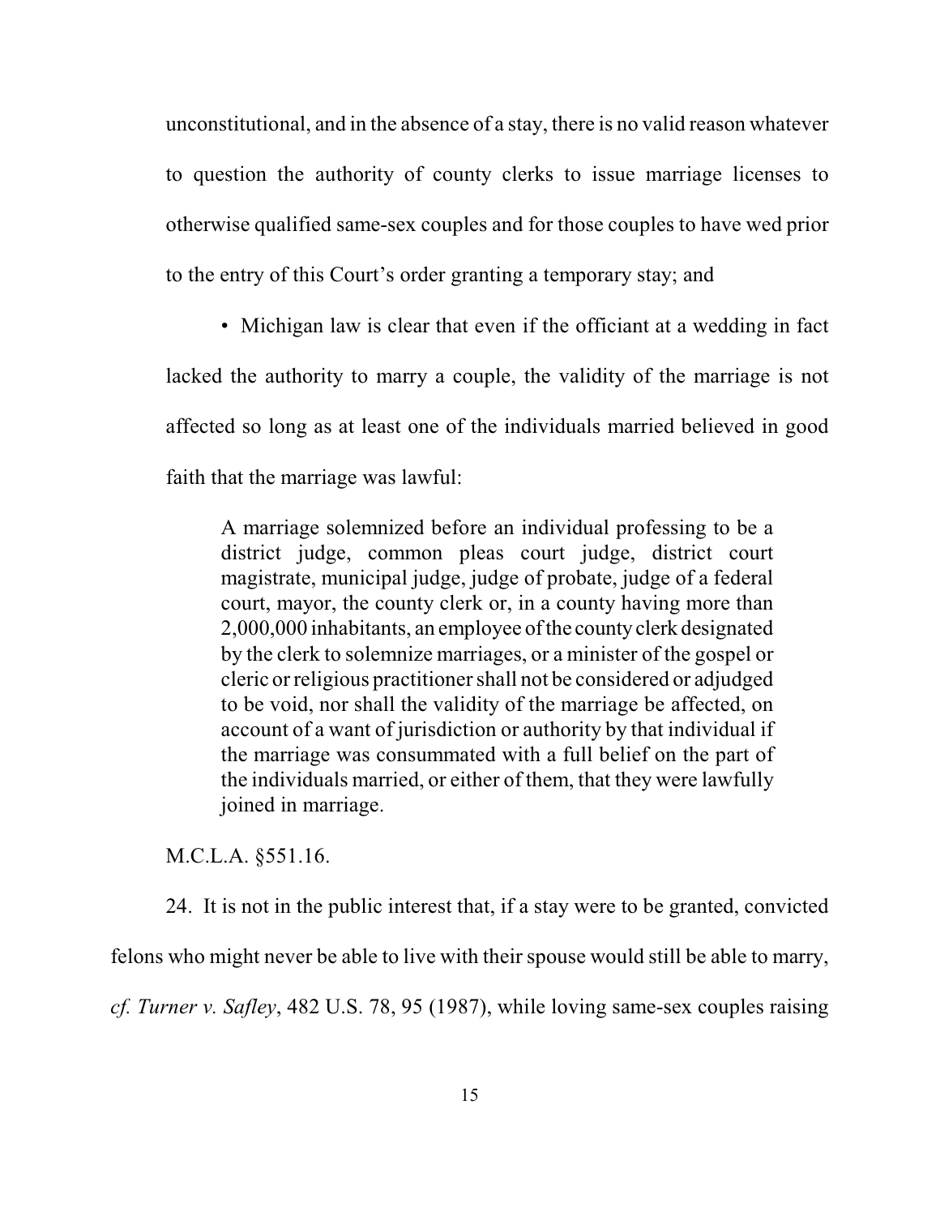unconstitutional, and in the absence of a stay, there is no valid reason whatever to question the authority of county clerks to issue marriage licenses to otherwise qualified same-sex couples and for those couples to have wed prior to the entry of this Court's order granting a temporary stay; and

- Michigan law is clear that even if the officiant at a wedding in fact lacked the authority to marry a couple, the validity of the marriage is not affected so long as at least one of the individuals married believed in good faith that the marriage was lawful:

> A marriage solemnized before an individual professing to be a district judge, common pleas court judge, district court magistrate, municipal judge, judge of probate, judge of a federal court, mayor, the county clerk or, in a county having more than 2,000,000 inhabitants, an employee of the county clerk designated by the clerk to solemnize marriages, or a minister of the gospel or cleric or religious practitioner shall not be considered or adjudged to be void, nor shall the validity of the marriage be affected, on account of a want of jurisdiction or authority by that individual if the marriage was consummated with a full belief on the part of the individuals married, or either of them, that they were lawfully joined in marriage.

M.C.L.A. §551.16.

24. It is not in the public interest that, if a stay were to be granted, convicted felons who might never be able to live with their spouse would still be able to marry, *cf. Turner v. Safley*, 482 U.S. 78, 95 (1987), while loving same-sex couples raising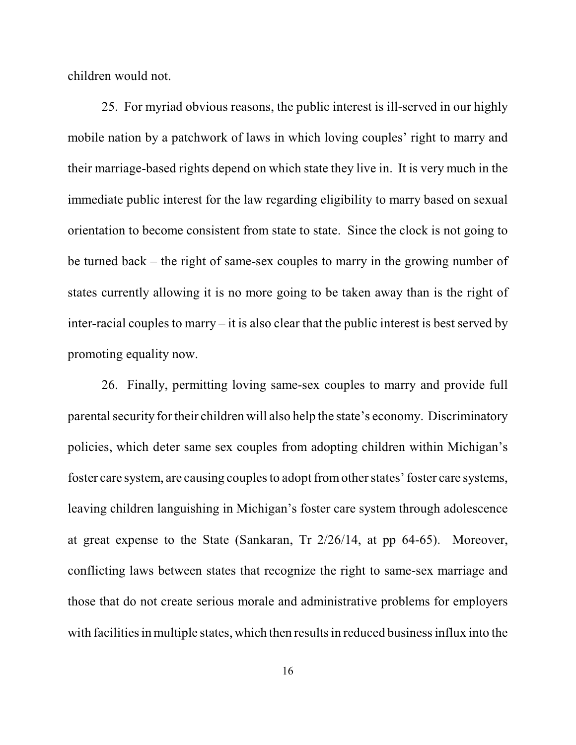children would not.

25. For myriad obvious reasons, the public interest is ill-served in our highly mobile nation by a patchwork of laws in which loving couples' right to marry and their marriage-based rights depend on which state they live in. It is very much in the immediate public interest for the law regarding eligibility to marry based on sexual orientation to become consistent from state to state. Since the clock is not going to be turned back – the right of same-sex couples to marry in the growing number of states currently allowing it is no more going to be taken away than is the right of inter-racial couples to marry – it is also clear that the public interest is best served by promoting equality now.

26. Finally, permitting loving same-sex couples to marry and provide full parental security for their children will also help the state's economy. Discriminatory policies, which deter same sex couples from adopting children within Michigan's foster care system, are causing couples to adopt from other states' foster care systems, leaving children languishing in Michigan's foster care system through adolescence at great expense to the State (Sankaran, Tr 2/26/14, at pp 64-65). Moreover, conflicting laws between states that recognize the right to same-sex marriage and those that do not create serious morale and administrative problems for employers with facilities in multiple states, which then results in reduced business influx into the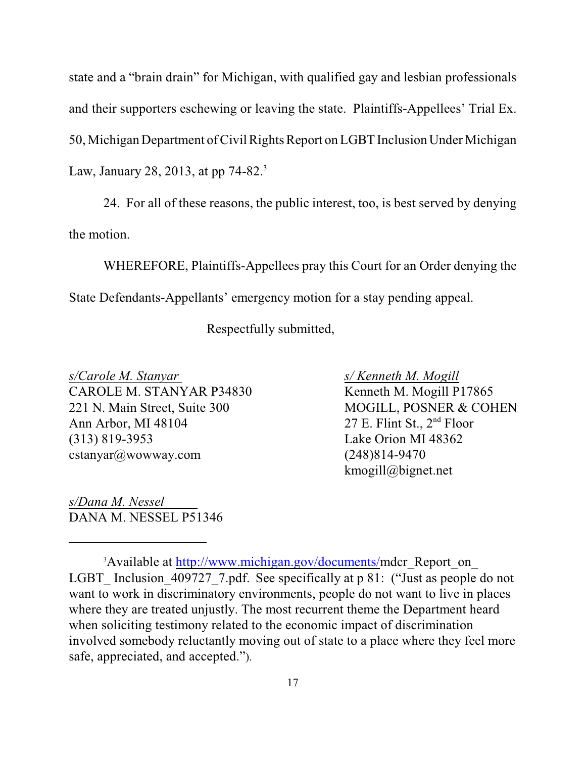state and a "brain drain" for Michigan, with qualified gay and lesbian professionals and their supporters eschewing or leaving the state. Plaintiffs-Appellees' Trial Ex. 50, Michigan Department of Civil Rights Report on LGBT Inclusion Under Michigan Law, January 28, 2013, at pp 74-82.[3]

24. For all of these reasons, the public interest, too, is best served by denying the motion.

WHEREFORE, Plaintiffs-Appellees pray this Court for an Order denying the State Defendants-Appellants' emergency motion for a stay pending appeal.

Respectfully submitted,

*s/Carole M. Stanyar*
CAROLE M. STANYAR P34830
221 N. Main Street, Suite 300
Ann Arbor, MI 48104
(313) 819-3953
cstanyar@wowway.com

*s/ Kenneth M. Mogill*
Kenneth M. Mogill P17865
MOGILL, POSNER & COHEN
27 E. Flint St., 2nd Floor
Lake Orion MI 48362
(248)814-9470
kmogill@bignet.net

*s/Dana M. Nessel*
DANA M. NESSEL P51346

---

[3] Available at http://www.michigan.gov/documents/mdcr_Report_on_ LGBT_ Inclusion_409727_7.pdf. See specifically at p 81: ("Just as people do not want to work in discriminatory environments, people do not want to live in places where they are treated unjustly. The most recurrent theme the Department heard when soliciting testimony related to the economic impact of discrimination involved somebody reluctantly moving out of state to a place where they feel more safe, appreciated, and accepted.").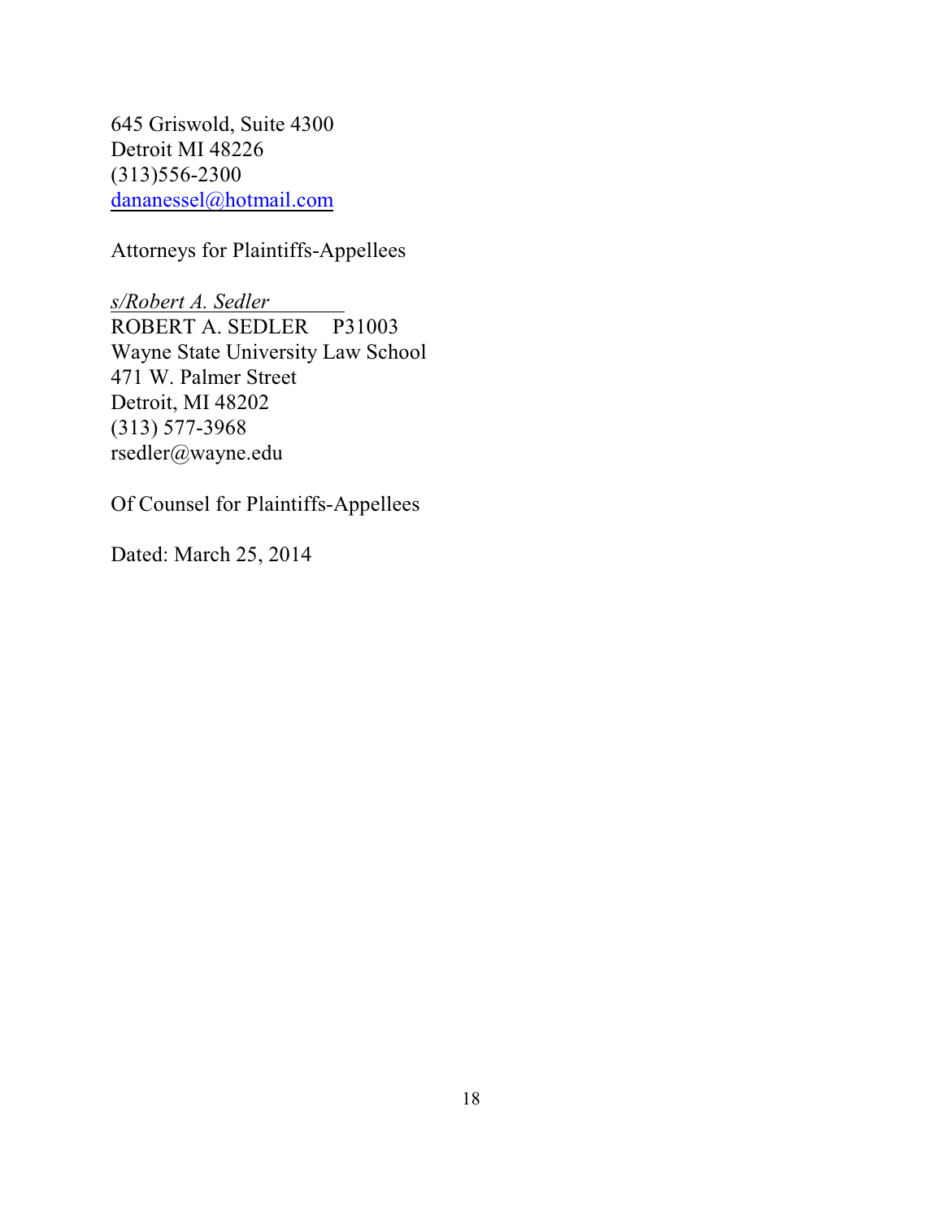645 Griswold, Suite 4300
Detroit MI 48226
(313)556-2300
dananessel@hotmail.com

Attorneys for Plaintiffs-Appellees

*s/Robert A. Sedler*
ROBERT A. SEDLER P31003
Wayne State University Law School
471 W. Palmer Street
Detroit, MI 48202
(313) 577-3968
rsedler@wayne.edu

Of Counsel for Plaintiffs-Appellees

Dated: March 25, 2014